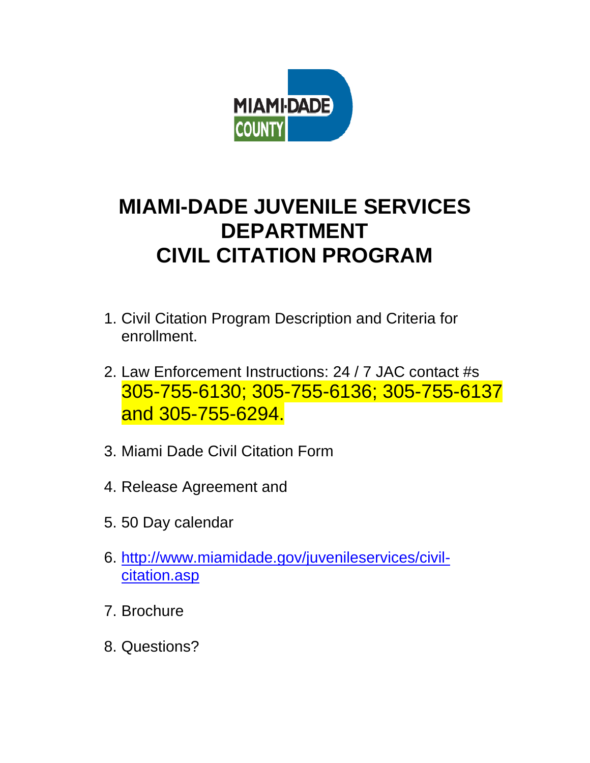MIAMI-DADE COUNTY

# MIAMI-DADE JUVENILE SERVICES DEPARTMENT CIVIL CITATION PROGRAM

1. Civil Citation Program Description and Criteria for enrollment.

2. Law Enforcement Instructions: 24 / 7 JAC contact #s 305-755-6130; 305-755-6136; 305-755-6137 and 305-755-6294.

3. Miami Dade Civil Citation Form

4. Release Agreement and

5. 50 Day calendar

6. [http://www.miamidade.gov/juvenileservices/civil-citation.asp](http://www.miamidade.gov/juvenileservices/civil-citation.asp)

7. Brochure

8. Questions?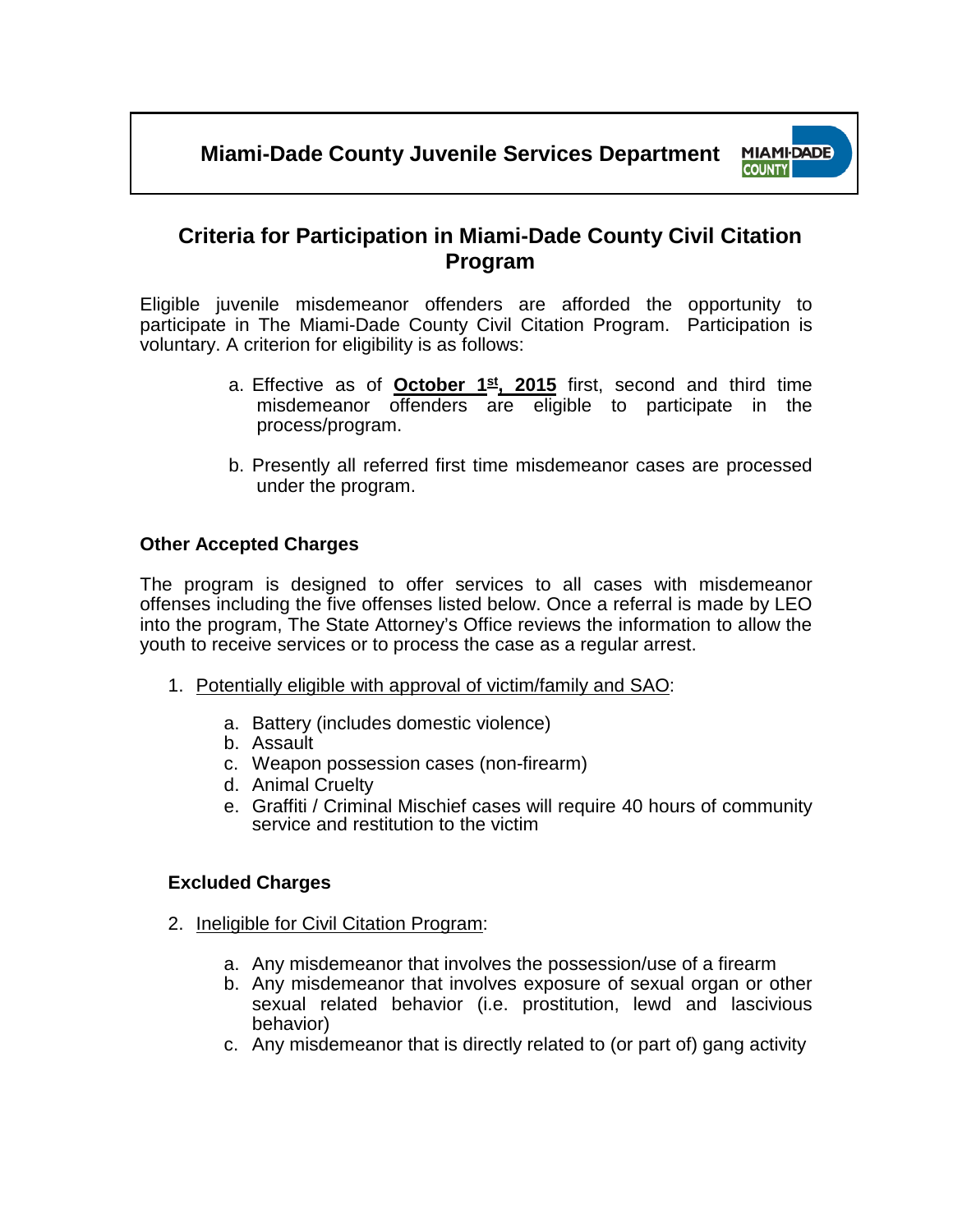**Miami-Dade County Juvenile Services Department**

# Criteria for Participation in Miami-Dade County Civil Citation Program

Eligible juvenile misdemeanor offenders are afforded the opportunity to participate in The Miami-Dade County Civil Citation Program. Participation is voluntary. A criterion for eligibility is as follows:

a. Effective as of **October 1st, 2015** first, second and third time misdemeanor offenders are eligible to participate in the process/program.

b. Presently all referred first time misdemeanor cases are processed under the program.

### Other Accepted Charges

The program is designed to offer services to all cases with misdemeanor offenses including the five offenses listed below. Once a referral is made by LEO into the program, The State Attorney's Office reviews the information to allow the youth to receive services or to process the case as a regular arrest.

1. Potentially eligible with approval of victim/family and SAO:

    a. Battery (includes domestic violence)
    b. Assault
    c. Weapon possession cases (non-firearm)
    d. Animal Cruelty
    e. Graffiti / Criminal Mischief cases will require 40 hours of community service and restitution to the victim

### Excluded Charges

2. Ineligible for Civil Citation Program:

    a. Any misdemeanor that involves the possession/use of a firearm
    b. Any misdemeanor that involves exposure of sexual organ or other sexual related behavior (i.e. prostitution, lewd and lascivious behavior)
    c. Any misdemeanor that is directly related to (or part of) gang activity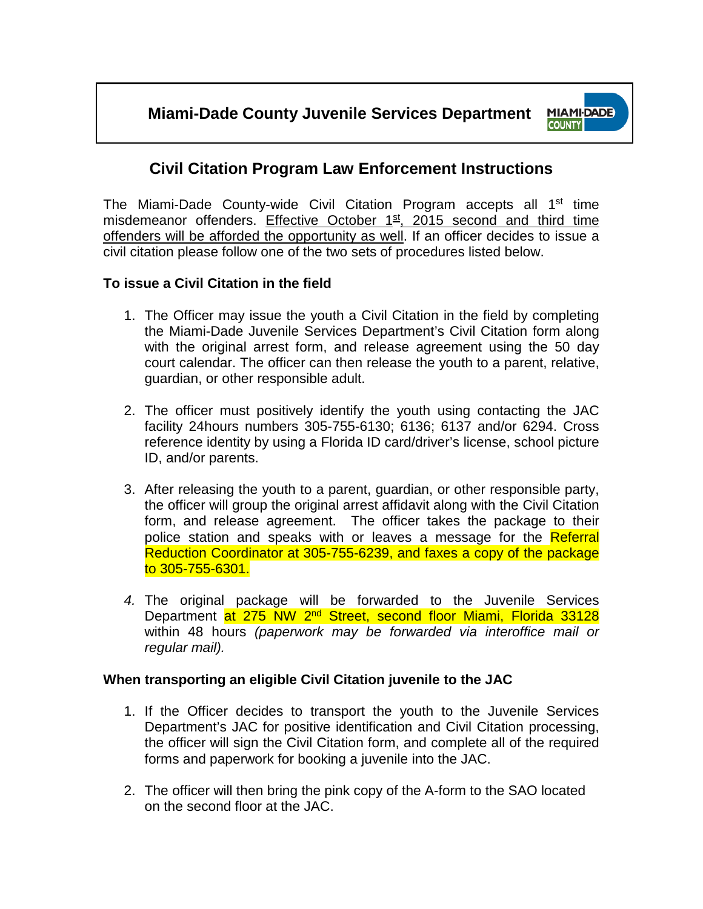**Miami-Dade County Juvenile Services Department**

## Civil Citation Program Law Enforcement Instructions

The Miami-Dade County-wide Civil Citation Program accepts all 1st time misdemeanor offenders. Effective October 1st, 2015 second and third time offenders will be afforded the opportunity as well. If an officer decides to issue a civil citation please follow one of the two sets of procedures listed below.

### To issue a Civil Citation in the field

1. The Officer may issue the youth a Civil Citation in the field by completing the Miami-Dade Juvenile Services Department's Civil Citation form along with the original arrest form, and release agreement using the 50 day court calendar. The officer can then release the youth to a parent, relative, guardian, or other responsible adult.

2. The officer must positively identify the youth using contacting the JAC facility 24hours numbers 305-755-6130; 6136; 6137 and/or 6294. Cross reference identity by using a Florida ID card/driver's license, school picture ID, and/or parents.

3. After releasing the youth to a parent, guardian, or other responsible party, the officer will group the original arrest affidavit along with the Civil Citation form, and release agreement. The officer takes the package to their police station and speaks with or leaves a message for the Referral Reduction Coordinator at 305-755-6239, and faxes a copy of the package to 305-755-6301.

4. The original package will be forwarded to the Juvenile Services Department at 275 NW 2nd Street, second floor Miami, Florida 33128 within 48 hours *(paperwork may be forwarded via interoffice mail or regular mail).*

### When transporting an eligible Civil Citation juvenile to the JAC

1. If the Officer decides to transport the youth to the Juvenile Services Department's JAC for positive identification and Civil Citation processing, the officer will sign the Civil Citation form, and complete all of the required forms and paperwork for booking a juvenile into the JAC.

2. The officer will then bring the pink copy of the A-form to the SAO located on the second floor at the JAC.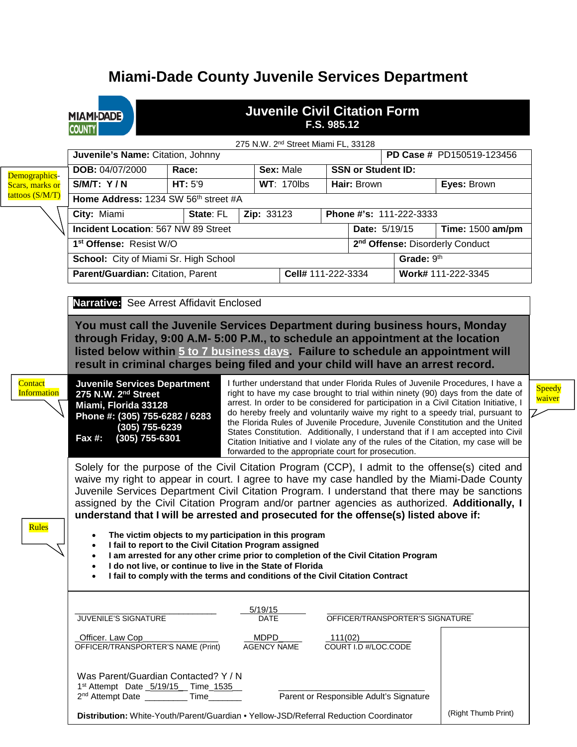# Miami-Dade County Juvenile Services Department

## Juvenile Civil Citation Form
**F.S. 985.12**

275 N.W. 2nd Street Miami FL, 33128

Demographics- Scars, marks or tattoos (S/M/T)

| | | | | | |
|---|---|---|---|---|---|
| **Juvenile's Name:** Citation, Johnny | | | | **PD Case #** PD150519-123456 | |
| **DOB:** 04/07/2000 | **Race:** | **Sex:** Male | **SSN or Student ID:** | | |
| **S/M/T: Y / N** | **HT:** 5'9 | **WT**: 170lbs | **Hair:** Brown | | **Eyes:** Brown |
| **Home Address:** 1234 SW 56th street #A | | | | | |
| **City:** Miami | **State**: FL | **Zip:** 33123 | **Phone #'s:** 111-222-3333 | | |
| **Incident Location**: 567 NW 89 Street | | | **Date:** 5/19/15 | | **Time: 1500 am/pm** |
| **1st Offense:** Resist W/O | | | **2nd Offense:** Disorderly Conduct | | |
| **School:** City of Miami Sr. High School | | | | **Grade:** 9th | |
| **Parent/Guardian:** Citation, Parent | | **Cell#** 111-222-3334 | | **Work#** 111-222-3345 | |

**Narrative:** See Arrest Affidavit Enclosed

**You must call the Juvenile Services Department during business hours, Monday through Friday, 9:00 A.M- 5:00 P.M., to schedule an appointment at the location listed below within 5 to 7 business days. Failure to schedule an appointment will result in criminal charges being filed and your child will have an arrest record.**

Contact Information

**Juvenile Services Department**
**275 N.W. 2nd Street**
**Miami, Florida 33128**
**Phone #: (305) 755-6282 / 6283**
**(305) 755-6239**
**Fax #: (305) 755-6301**

Speedy waiver

I further understand that under Florida Rules of Juvenile Procedures, I have a right to have my case brought to trial within ninety (90) days from the date of arrest. In order to be considered for participation in a Civil Citation Initiative, I do hereby freely and voluntarily waive my right to a speedy trial, pursuant to the Florida Rules of Juvenile Procedure, Juvenile Constitution and the United States Constitution. Additionally, I understand that if I am accepted into Civil Citation Initiative and I violate any of the rules of the Citation, my case will be forwarded to the appropriate court for prosecution.

Solely for the purpose of the Civil Citation Program (CCP), I admit to the offense(s) cited and waive my right to appear in court. I agree to have my case handled by the Miami-Dade County Juvenile Services Department Civil Citation Program. I understand that there may be sanctions assigned by the Civil Citation Program and/or partner agencies as authorized. **Additionally, I understand that I will be arrested and prosecuted for the offense(s) listed above if:**

Rules

- **The victim objects to my participation in this program**
- **I fail to report to the Civil Citation Program assigned**
- **I am arrested for any other crime prior to completion of the Civil Citation Program**
- **I do not live, or continue to live in the State of Florida**
- **I fail to comply with the terms and conditions of the Civil Citation Contract**

_______________________________ JUVENILE'S SIGNATURE     5/19/15 DATE     _______________________________ OFFICER/TRANSPORTER'S SIGNATURE

Officer. Law Cop OFFICER/TRANSPORTER'S NAME (Print)     MDPD AGENCY NAME     111(02) COURT I.D #/LOC.CODE

Was Parent/Guardian Contacted? Y / N
1st Attempt Date _5/19/15_ Time_1535_
2nd Attempt Date _________ Time_______

_______________________________ Parent or Responsible Adult's Signature

(Right Thumb Print)

**Distribution:** White-Youth/Parent/Guardian • Yellow-JSD/Referral Reduction Coordinator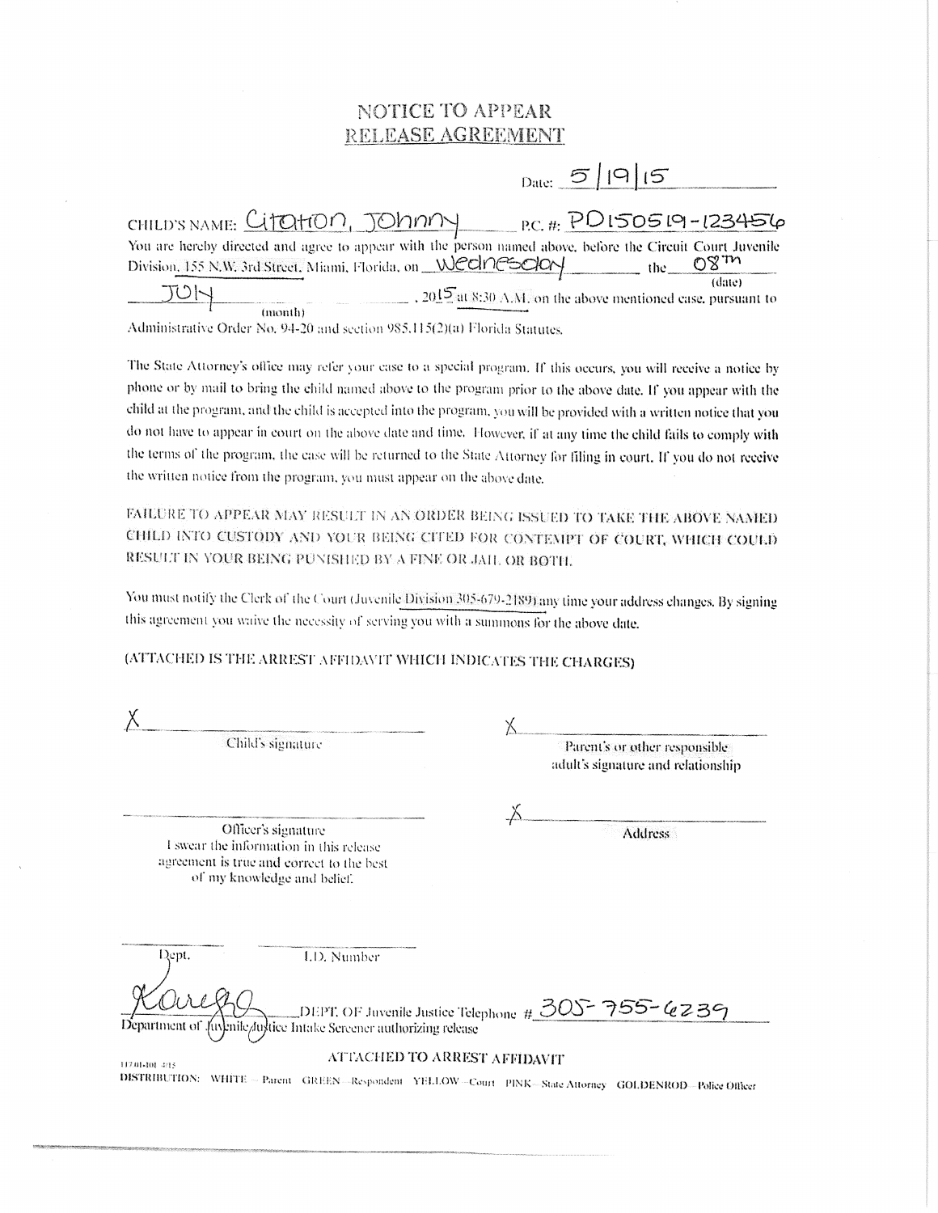# NOTICE TO APPEAR

## RELEASE AGREEMENT

Date: 5/19/15

CHILD'S NAME: Citation, Johnny  P.C. #: PD150519-123456

You are hereby directed and agree to appear with the person named above, before the Circuit Court Juvenile Division, 155 N.W. 3rd Street, Miami, Florida, on Wednesday the 08TH (date) July (month), 2015 at 8:30 A.M. on the above mentioned case, pursuant to Administrative Order No. 94-20 and section 985.115(2)(a) Florida Statutes.

The State Attorney's office may refer your case to a special program. If this occurs, you will receive a notice by phone or by mail to bring the child named above to the program prior to the above date. If you appear with the child at the program, and the child is accepted into the program, you will be provided with a written notice that you do not have to appear in court on the above date and time. However, if at any time the child fails to comply with the terms of the program, the case will be returned to the State Attorney for filing in court. If you do not receive the written notice from the program, you must appear on the above date.

FAILURE TO APPEAR MAY RESULT IN AN ORDER BEING ISSUED TO TAKE THE ABOVE NAMED CHILD INTO CUSTODY AND YOUR BEING CITED FOR CONTEMPT OF COURT, WHICH COULD RESULT IN YOUR BEING PUNISHED BY A FINE OR JAIL OR BOTH.

You must notify the Clerk of the Court (Juvenile Division 305-679-2189) any time your address changes. By signing this agreement you waive the necessity of serving you with a summons for the above date.

(ATTACHED IS THE ARREST AFFIDAVIT WHICH INDICATES THE CHARGES)

X \_\_\_\_\_\_\_\_\_\_\_\_\_\_\_\_\_\_\_\_
Child's signature

X \_\_\_\_\_\_\_\_\_\_\_\_\_\_\_\_\_\_\_\_
Parent's or other responsible adult's signature and relationship

\_\_\_\_\_\_\_\_\_\_\_\_\_\_\_\_\_\_\_\_
Officer's signature
I swear the information in this release agreement is true and correct to the best of my knowledge and belief.

X \_\_\_\_\_\_\_\_\_\_\_\_\_\_\_\_\_\_\_\_
Address

\_\_\_\_\_\_\_\_ Dept. \_\_\_\_\_\_\_\_ I.D. Number

Department of Juvenile Justice Intake Screener authorizing release  DEPT. OF Juvenile Justice Telephone # 305-755-6239

ATTACHED TO ARREST AFFIDAVIT

1170I-101 4/15

DISTRIBUTION: WHITE – Parent GREEN – Respondent YELLOW – Court PINK – State Attorney GOLDENROD – Police Officer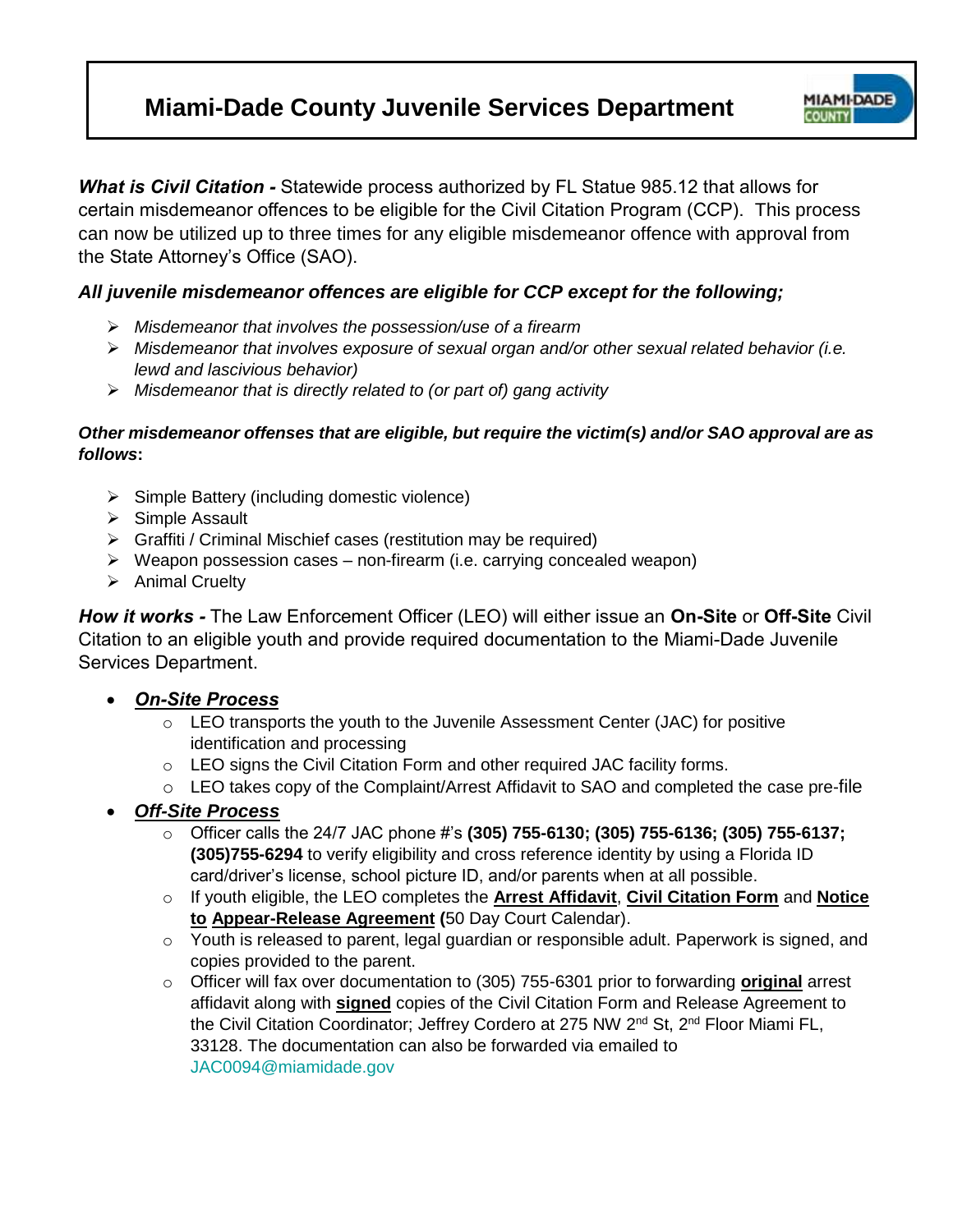# Miami-Dade County Juvenile Services Department

***What is Civil Citation -*** Statewide process authorized by FL Statue 985.12 that allows for certain misdemeanor offences to be eligible for the Civil Citation Program (CCP). This process can now be utilized up to three times for any eligible misdemeanor offence with approval from the State Attorney's Office (SAO).

***All juvenile misdemeanor offences are eligible for CCP except for the following;***

- *Misdemeanor that involves the possession/use of a firearm*
- *Misdemeanor that involves exposure of sexual organ and/or other sexual related behavior (i.e. lewd and lascivious behavior)*
- *Misdemeanor that is directly related to (or part of) gang activity*

***Other misdemeanor offenses that are eligible, but require the victim(s) and/or SAO approval are as follows*:**

- Simple Battery (including domestic violence)
- Simple Assault
- Graffiti / Criminal Mischief cases (restitution may be required)
- Weapon possession cases – non-firearm (i.e. carrying concealed weapon)
- Animal Cruelty

***How it works -*** The Law Enforcement Officer (LEO) will either issue an **On-Site** or **Off-Site** Civil Citation to an eligible youth and provide required documentation to the Miami-Dade Juvenile Services Department.

- ***On-Site Process***
  - LEO transports the youth to the Juvenile Assessment Center (JAC) for positive identification and processing
  - LEO signs the Civil Citation Form and other required JAC facility forms.
  - LEO takes copy of the Complaint/Arrest Affidavit to SAO and completed the case pre-file
- ***Off-Site Process***
  - Officer calls the 24/7 JAC phone #'s **(305) 755-6130; (305) 755-6136; (305) 755-6137; (305)755-6294** to verify eligibility and cross reference identity by using a Florida ID card/driver's license, school picture ID, and/or parents when at all possible.
  - If youth eligible, the LEO completes the **Arrest Affidavit**, **Civil Citation Form** and **Notice to Appear-Release Agreement (**50 Day Court Calendar).
  - Youth is released to parent, legal guardian or responsible adult. Paperwork is signed, and copies provided to the parent.
  - Officer will fax over documentation to (305) 755-6301 prior to forwarding **original** arrest affidavit along with **signed** copies of the Civil Citation Form and Release Agreement to the Civil Citation Coordinator; Jeffrey Cordero at 275 NW 2nd St, 2nd Floor Miami FL, 33128. The documentation can also be forwarded via emailed to JAC0094@miamidade.gov